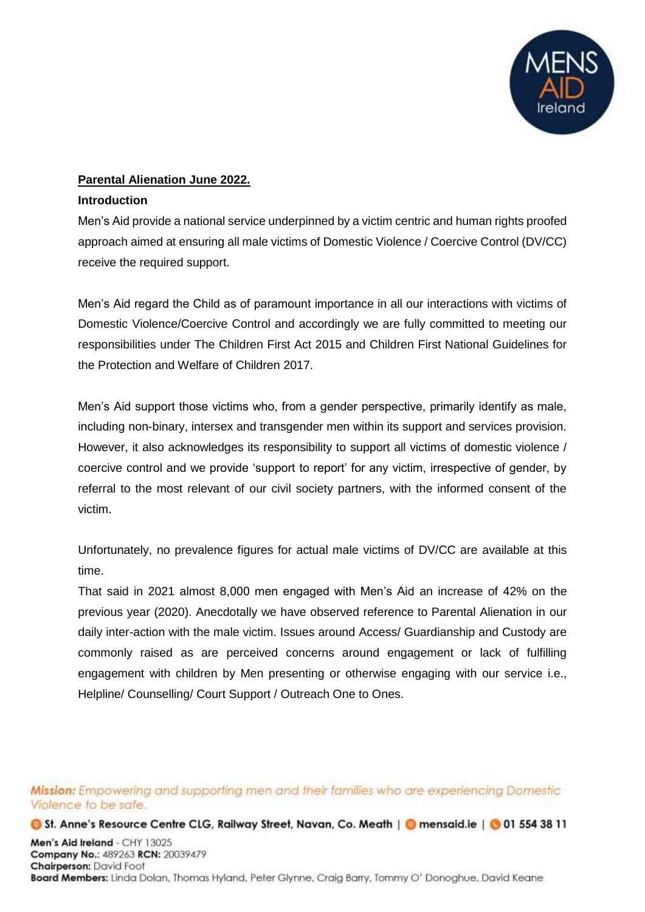**Parental Alienation June 2022.**

**Introduction**

Men's Aid provide a national service underpinned by a victim centric and human rights proofed approach aimed at ensuring all male victims of Domestic Violence / Coercive Control (DV/CC) receive the required support.

Men's Aid regard the Child as of paramount importance in all our interactions with victims of Domestic Violence/Coercive Control and accordingly we are fully committed to meeting our responsibilities under The Children First Act 2015 and Children First National Guidelines for the Protection and Welfare of Children 2017.

Men's Aid support those victims who, from a gender perspective, primarily identify as male, including non-binary, intersex and transgender men within its support and services provision. However, it also acknowledges its responsibility to support all victims of domestic violence / coercive control and we provide 'support to report' for any victim, irrespective of gender, by referral to the most relevant of our civil society partners, with the informed consent of the victim.

Unfortunately, no prevalence figures for actual male victims of DV/CC are available at this time.

That said in 2021 almost 8,000 men engaged with Men's Aid an increase of 42% on the previous year (2020). Anecdotally we have observed reference to Parental Alienation in our daily inter-action with the male victim. Issues around Access/ Guardianship and Custody are commonly raised as are perceived concerns around engagement or lack of fulfilling engagement with children by Men presenting or otherwise engaging with our service i.e., Helpline/ Counselling/ Court Support / Outreach One to Ones.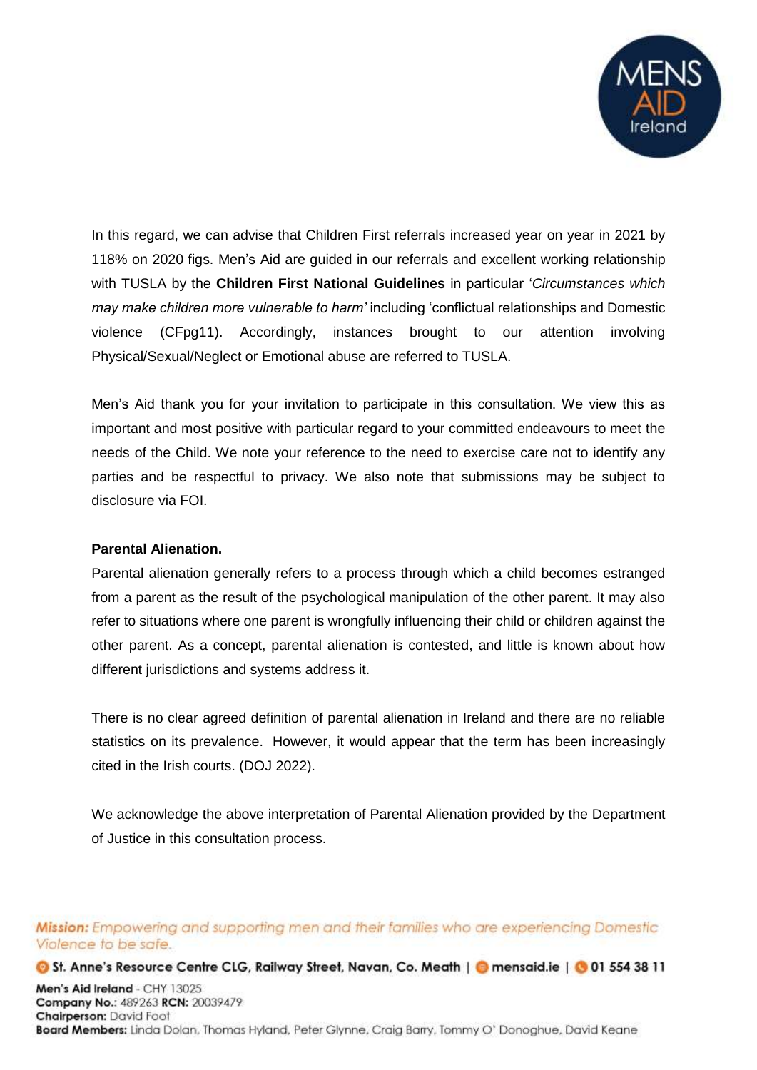In this regard, we can advise that Children First referrals increased year on year in 2021 by 118% on 2020 figs. Men's Aid are guided in our referrals and excellent working relationship with TUSLA by the **Children First National Guidelines** in particular '*Circumstances which may make children more vulnerable to harm'* including 'conflictual relationships and Domestic violence (CFpg11). Accordingly, instances brought to our attention involving Physical/Sexual/Neglect or Emotional abuse are referred to TUSLA.

Men's Aid thank you for your invitation to participate in this consultation. We view this as important and most positive with particular regard to your committed endeavours to meet the needs of the Child. We note your reference to the need to exercise care not to identify any parties and be respectful to privacy. We also note that submissions may be subject to disclosure via FOI.

**Parental Alienation.**

Parental alienation generally refers to a process through which a child becomes estranged from a parent as the result of the psychological manipulation of the other parent. It may also refer to situations where one parent is wrongfully influencing their child or children against the other parent. As a concept, parental alienation is contested, and little is known about how different jurisdictions and systems address it.

There is no clear agreed definition of parental alienation in Ireland and there are no reliable statistics on its prevalence. However, it would appear that the term has been increasingly cited in the Irish courts. (DOJ 2022).

We acknowledge the above interpretation of Parental Alienation provided by the Department of Justice in this consultation process.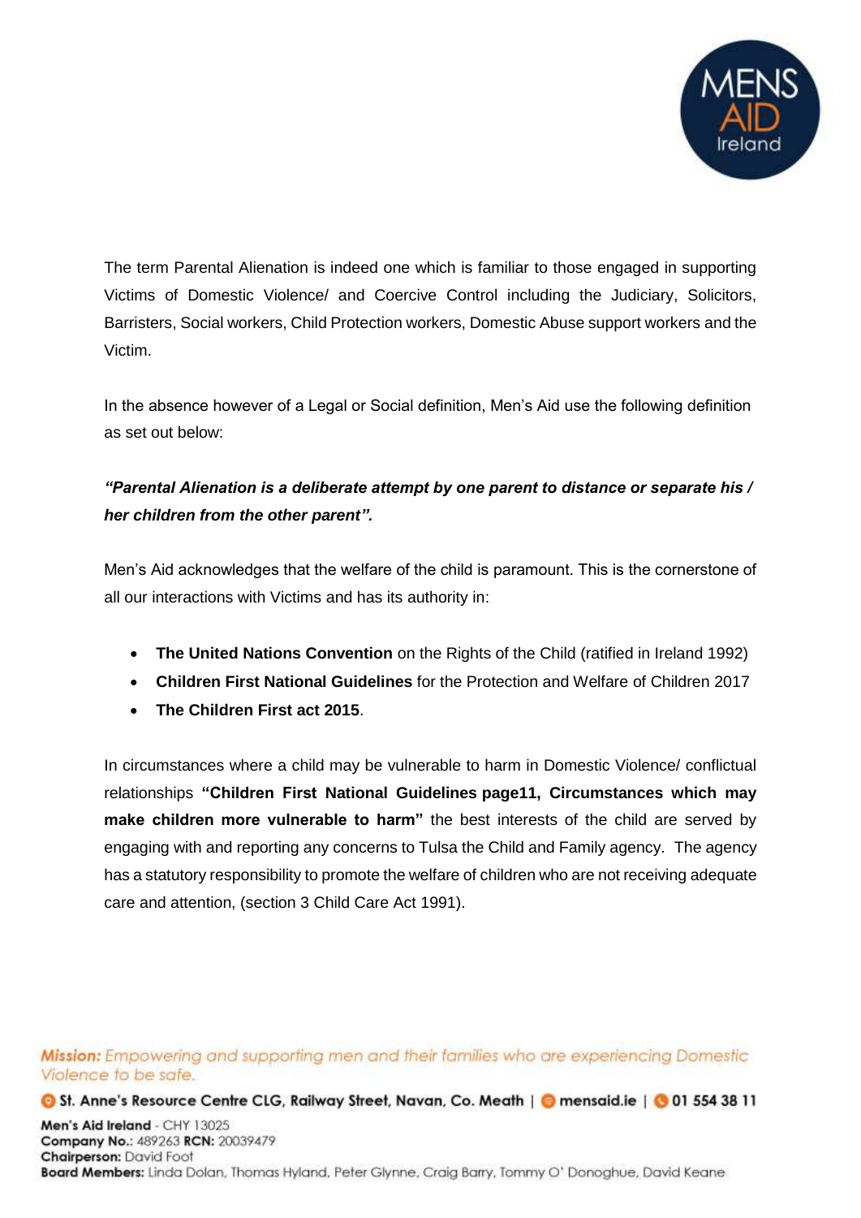The term Parental Alienation is indeed one which is familiar to those engaged in supporting Victims of Domestic Violence/ and Coercive Control including the Judiciary, Solicitors, Barristers, Social workers, Child Protection workers, Domestic Abuse support workers and the Victim.

In the absence however of a Legal or Social definition, Men's Aid use the following definition as set out below:

***"Parental Alienation is a deliberate attempt by one parent to distance or separate his / her children from the other parent".***

Men's Aid acknowledges that the welfare of the child is paramount. This is the cornerstone of all our interactions with Victims and has its authority in:

- **The United Nations Convention** on the Rights of the Child (ratified in Ireland 1992)
- **Children First National Guidelines** for the Protection and Welfare of Children 2017
- **The Children First act 2015**.

In circumstances where a child may be vulnerable to harm in Domestic Violence/ conflictual relationships **"Children First National Guidelines page11, Circumstances which may make children more vulnerable to harm"** the best interests of the child are served by engaging with and reporting any concerns to Tulsa the Child and Family agency. The agency has a statutory responsibility to promote the welfare of children who are not receiving adequate care and attention, (section 3 Child Care Act 1991).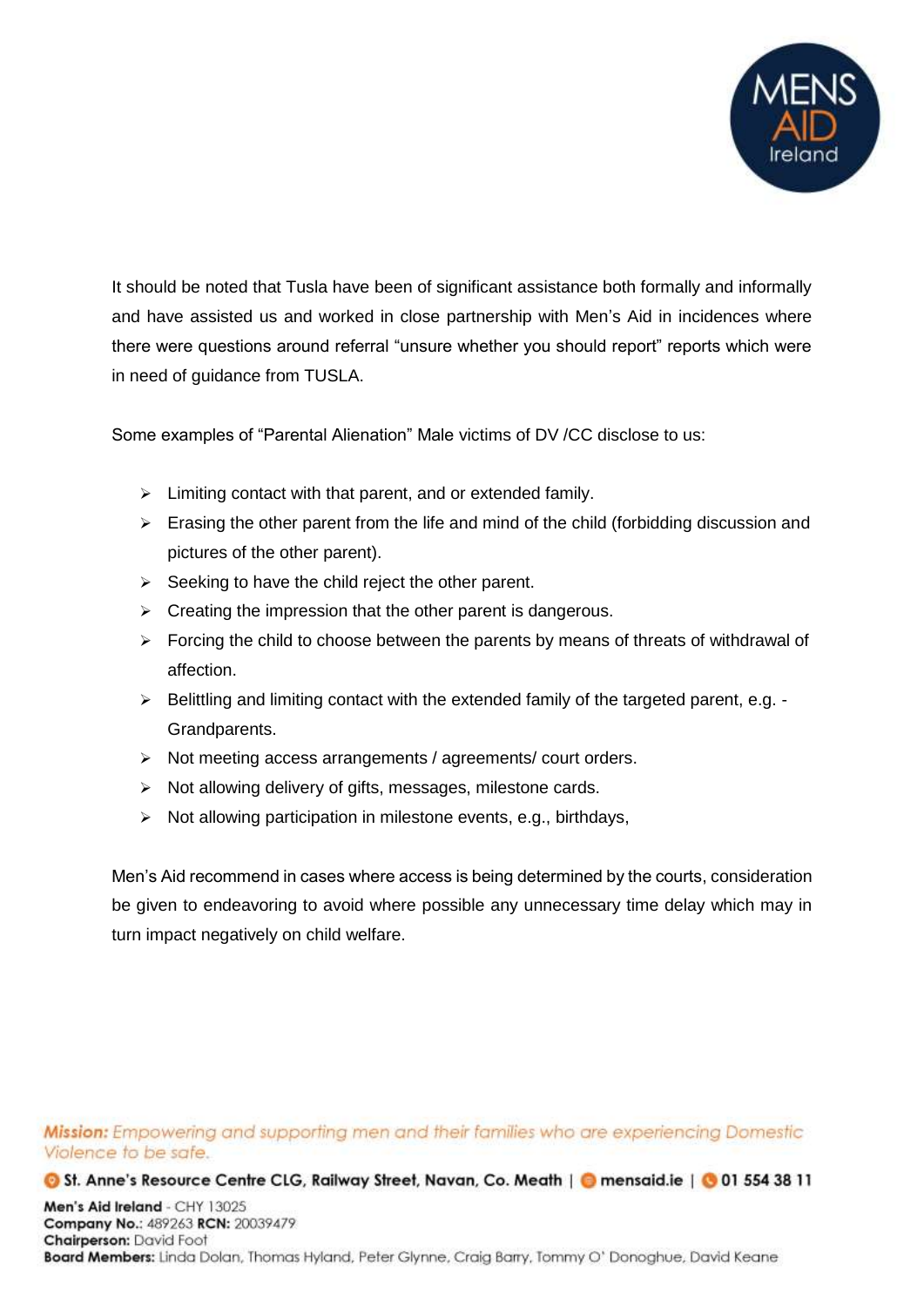It should be noted that Tusla have been of significant assistance both formally and informally and have assisted us and worked in close partnership with Men's Aid in incidences where there were questions around referral "unsure whether you should report" reports which were in need of guidance from TUSLA.

Some examples of "Parental Alienation" Male victims of DV /CC disclose to us:

- Limiting contact with that parent, and or extended family.
- Erasing the other parent from the life and mind of the child (forbidding discussion and pictures of the other parent).
- Seeking to have the child reject the other parent.
- Creating the impression that the other parent is dangerous.
- Forcing the child to choose between the parents by means of threats of withdrawal of affection.
- Belittling and limiting contact with the extended family of the targeted parent, e.g. - Grandparents.
- Not meeting access arrangements / agreements/ court orders.
- Not allowing delivery of gifts, messages, milestone cards.
- Not allowing participation in milestone events, e.g., birthdays,

Men's Aid recommend in cases where access is being determined by the courts, consideration be given to endeavoring to avoid where possible any unnecessary time delay which may in turn impact negatively on child welfare.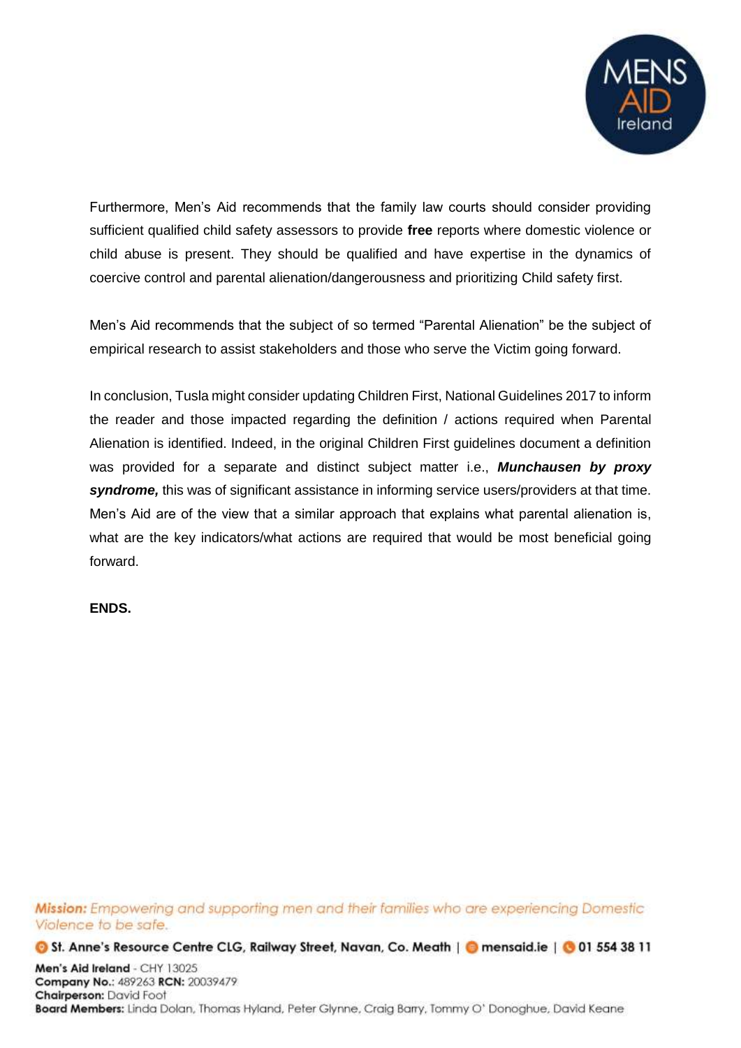Furthermore, Men's Aid recommends that the family law courts should consider providing sufficient qualified child safety assessors to provide **free** reports where domestic violence or child abuse is present. They should be qualified and have expertise in the dynamics of coercive control and parental alienation/dangerousness and prioritizing Child safety first.

Men's Aid recommends that the subject of so termed "Parental Alienation" be the subject of empirical research to assist stakeholders and those who serve the Victim going forward.

In conclusion, Tusla might consider updating Children First, National Guidelines 2017 to inform the reader and those impacted regarding the definition / actions required when Parental Alienation is identified. Indeed, in the original Children First guidelines document a definition was provided for a separate and distinct subject matter i.e., ***Munchausen by proxy syndrome,*** this was of significant assistance in informing service users/providers at that time. Men's Aid are of the view that a similar approach that explains what parental alienation is, what are the key indicators/what actions are required that would be most beneficial going forward.

**ENDS.**

**Mission:** Empowering and supporting men and their families who are experiencing Domestic Violence to be safe.

St. Anne's Resource Centre CLG, Railway Street, Navan, Co. Meath | mensaid.ie | 01 554 38 11

**Men's Aid Ireland** - CHY 13025
**Company No.:** 489263 **RCN:** 20039479
**Chairperson:** David Foot
**Board Members:** Linda Dolan, Thomas Hyland, Peter Glynne, Craig Barry, Tommy O' Donoghue, David Keane